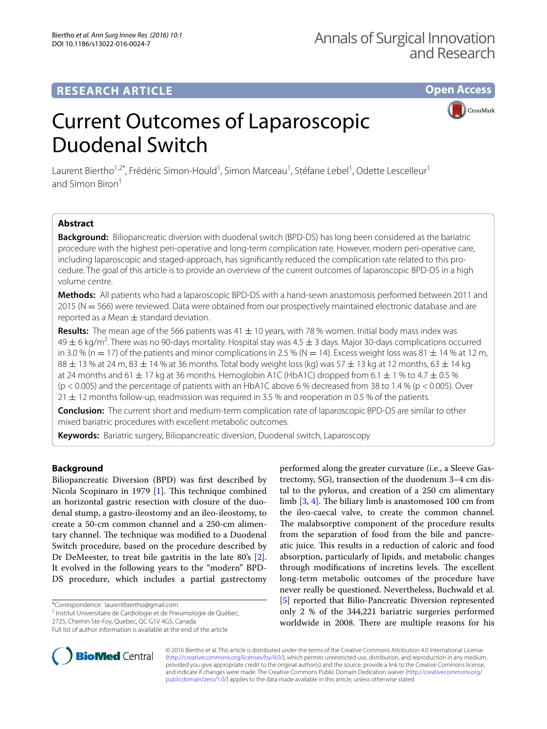RESEARCH ARTICLE

Open Access

# Current Outcomes of Laparoscopic Duodenal Switch

Laurent Biertho[1,2*], Frédéric Simon-Hould[1], Simon Marceau[1], Stéfane Lebel[1], Odette Lescelleur[1] and Simon Biron[1]

## Abstract

**Background:** Biliopancreatic diversion with duodenal switch (BPD-DS) has long been considered as the bariatric procedure with the highest peri-operative and long-term complication rate. However, modern peri-operative care, including laparoscopic and staged-approach, has significantly reduced the complication rate related to this procedure. The goal of this article is to provide an overview of the current outcomes of laparoscopic BPD-DS in a high volume centre.

**Methods:** All patients who had a laparoscopic BPD-DS with a hand-sewn anastomosis performed between 2011 and 2015 (N = 566) were reviewed. Data were obtained from our prospectively maintained electronic database and are reported as a Mean ± standard deviation.

**Results:** The mean age of the 566 patients was 41 ± 10 years, with 78 % women. Initial body mass index was 49 ± 6 kg/m$^2$. There was no 90-days mortality. Hospital stay was 4.5 ± 3 days. Major 30-days complications occurred in 3.0 % (n = 17) of the patients and minor complications in 2.5 % (N = 14). Excess weight loss was 81 ± 14 % at 12 m, 88 ± 13 % at 24 m, 83 ± 14 % at 36 months. Total body weight loss (kg) was 57 ± 13 kg at 12 months, 63 ± 14 kg at 24 months and 61 ± 17 kg at 36 months. Hemoglobin A1C (HbA1C) dropped from 6.1 ± 1 % to 4.7 ± 0.5 % ($p < 0.005$) and the percentage of patients with an HbA1C above 6 % decreased from 38 to 1.4 % ($p < 0.005$). Over 21 ± 12 months follow-up, readmission was required in 3.5 % and reoperation in 0.5 % of the patients.

**Conclusion:** The current short and medium-term complication rate of laparoscopic BPD-DS are similar to other mixed bariatric procedures with excellent metabolic outcomes.

**Keywords:** Bariatric surgery, Biliopancreatic diversion, Duodenal switch, Laparoscopy

## Background

Biliopancreatic Diversion (BPD) was first described by Nicola Scopinaro in 1979 [1]. This technique combined an horizontal gastric resection with closure of the duodenal stump, a gastro-ileostomy and an ileo-ileostomy, to create a 50-cm common channel and a 250-cm alimentary channel. The technique was modified to a Duodenal Switch procedure, based on the procedure described by Dr DeMeester, to treat bile gastritis in the late 80's [2]. It evolved in the following years to the "modern" BPD-DS procedure, which includes a partial gastrectomy performed along the greater curvature (i.e., a Sleeve Gastrectomy, SG), transection of the duodenum 3–4 cm distal to the pylorus, and creation of a 250 cm alimentary limb [3, 4]. The biliary limb is anastomosed 100 cm from the ileo-caecal valve, to create the common channel. The malabsorptive component of the procedure results from the separation of food from the bile and pancreatic juice. This results in a reduction of caloric and food absorption, particularly of lipids, and metabolic changes through modifications of incretins levels. The excellent long-term metabolic outcomes of the procedure have never really be questioned. Nevertheless, Buchwald et al. [5] reported that Bilio-Pancreatic Diversion represented only 2 % of the 344,221 bariatric surgeries performed worldwide in 2008. There are multiple reasons for his

*Correspondence: laurentbiertho@gmail.com
[2] Institut Universitaire de Cardiologie et de Pneumologie de Québec, 2725, Chemin Ste-Foy, Quebec, QC G1V 4G5, Canada
Full list of author information is available at the end of the article

© 2016 Biertho et al. This article is distributed under the terms of the Creative Commons Attribution 4.0 International License (http://creativecommons.org/licenses/by/4.0/), which permits unrestricted use, distribution, and reproduction in any medium, provided you give appropriate credit to the original author(s) and the source, provide a link to the Creative Commons license, and indicate if changes were made. The Creative Commons Public Domain Dedication waiver (http://creativecommons.org/publicdomain/zero/1.0/) applies to the data made available in this article, unless otherwise stated.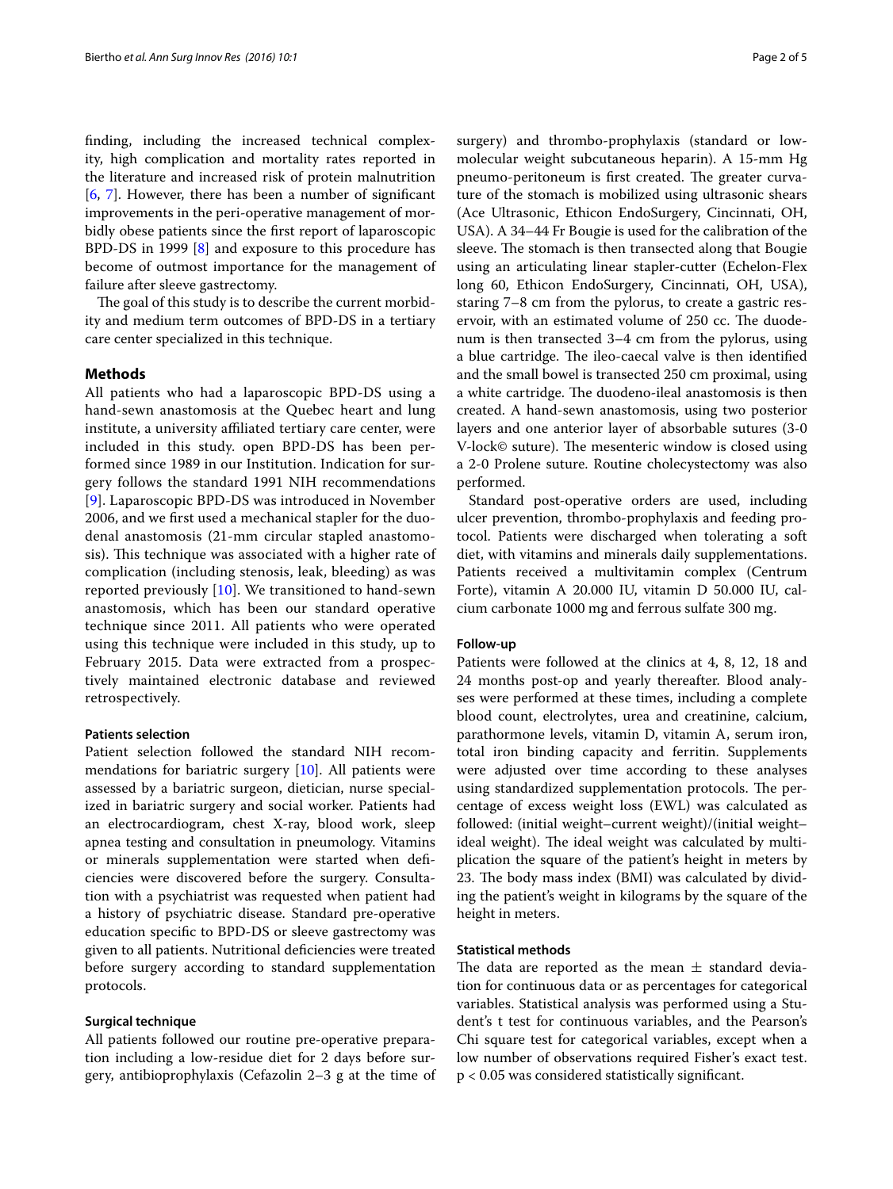finding, including the increased technical complexity, high complication and mortality rates reported in the literature and increased risk of protein malnutrition [6, 7]. However, there has been a number of significant improvements in the peri-operative management of morbidly obese patients since the first report of laparoscopic BPD-DS in 1999 [8] and exposure to this procedure has become of outmost importance for the management of failure after sleeve gastrectomy.

The goal of this study is to describe the current morbidity and medium term outcomes of BPD-DS in a tertiary care center specialized in this technique.

## Methods

All patients who had a laparoscopic BPD-DS using a hand-sewn anastomosis at the Quebec heart and lung institute, a university affiliated tertiary care center, were included in this study. open BPD-DS has been performed since 1989 in our Institution. Indication for surgery follows the standard 1991 NIH recommendations [9]. Laparoscopic BPD-DS was introduced in November 2006, and we first used a mechanical stapler for the duodenal anastomosis (21-mm circular stapled anastomosis). This technique was associated with a higher rate of complication (including stenosis, leak, bleeding) as was reported previously [10]. We transitioned to hand-sewn anastomosis, which has been our standard operative technique since 2011. All patients who were operated using this technique were included in this study, up to February 2015. Data were extracted from a prospectively maintained electronic database and reviewed retrospectively.

### Patients selection

Patient selection followed the standard NIH recommendations for bariatric surgery [10]. All patients were assessed by a bariatric surgeon, dietician, nurse specialized in bariatric surgery and social worker. Patients had an electrocardiogram, chest X-ray, blood work, sleep apnea testing and consultation in pneumology. Vitamins or minerals supplementation were started when deficiencies were discovered before the surgery. Consultation with a psychiatrist was requested when patient had a history of psychiatric disease. Standard pre-operative education specific to BPD-DS or sleeve gastrectomy was given to all patients. Nutritional deficiencies were treated before surgery according to standard supplementation protocols.

### Surgical technique

All patients followed our routine pre-operative preparation including a low-residue diet for 2 days before surgery, antibioprophylaxis (Cefazolin 2–3 g at the time of surgery) and thrombo-prophylaxis (standard or low-molecular weight subcutaneous heparin). A 15-mm Hg pneumo-peritoneum is first created. The greater curvature of the stomach is mobilized using ultrasonic shears (Ace Ultrasonic, Ethicon EndoSurgery, Cincinnati, OH, USA). A 34–44 Fr Bougie is used for the calibration of the sleeve. The stomach is then transected along that Bougie using an articulating linear stapler-cutter (Echelon-Flex long 60, Ethicon EndoSurgery, Cincinnati, OH, USA), staring 7–8 cm from the pylorus, to create a gastric reservoir, with an estimated volume of 250 cc. The duodenum is then transected 3–4 cm from the pylorus, using a blue cartridge. The ileo-caecal valve is then identified and the small bowel is transected 250 cm proximal, using a white cartridge. The duodeno-ileal anastomosis is then created. A hand-sewn anastomosis, using two posterior layers and one anterior layer of absorbable sutures (3-0 V-lock© suture). The mesenteric window is closed using a 2-0 Prolene suture. Routine cholecystectomy was also performed.

Standard post-operative orders are used, including ulcer prevention, thrombo-prophylaxis and feeding protocol. Patients were discharged when tolerating a soft diet, with vitamins and minerals daily supplementations. Patients received a multivitamin complex (Centrum Forte), vitamin A 20.000 IU, vitamin D 50.000 IU, calcium carbonate 1000 mg and ferrous sulfate 300 mg.

### Follow-up

Patients were followed at the clinics at 4, 8, 12, 18 and 24 months post-op and yearly thereafter. Blood analyses were performed at these times, including a complete blood count, electrolytes, urea and creatinine, calcium, parathormone levels, vitamin D, vitamin A, serum iron, total iron binding capacity and ferritin. Supplements were adjusted over time according to these analyses using standardized supplementation protocols. The percentage of excess weight loss (EWL) was calculated as followed: (initial weight–current weight)/(initial weight–ideal weight). The ideal weight was calculated by multiplication the square of the patient's height in meters by 23. The body mass index (BMI) was calculated by dividing the patient's weight in kilograms by the square of the height in meters.

### Statistical methods

The data are reported as the mean ± standard deviation for continuous data or as percentages for categorical variables. Statistical analysis was performed using a Student's t test for continuous variables, and the Pearson's Chi square test for categorical variables, except when a low number of observations required Fisher's exact test. $p < 0.05$ was considered statistically significant.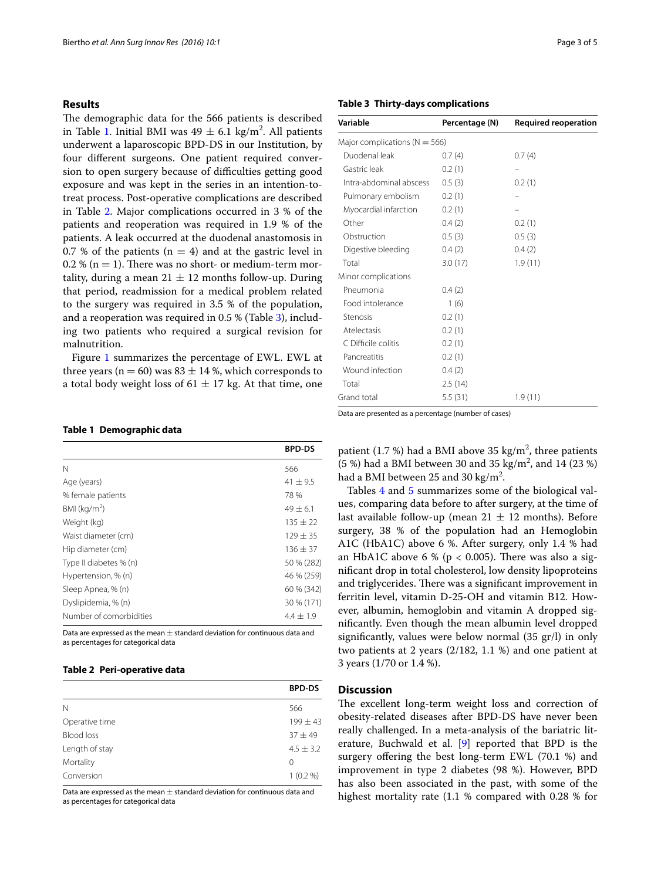## Results

The demographic data for the 566 patients is described in Table 1. Initial BMI was $49 \pm 6.1$ kg/m$^2$. All patients underwent a laparoscopic BPD-DS in our Institution, by four different surgeons. One patient required conversion to open surgery because of difficulties getting good exposure and was kept in the series in an intention-to-treat process. Post-operative complications are described in Table 2. Major complications occurred in 3 % of the patients and reoperation was required in 1.9 % of the patients. A leak occurred at the duodenal anastomosis in 0.7 % of the patients ($n = 4$) and at the gastric level in 0.2 % ($n = 1$). There was no short- or medium-term mortality, during a mean $21 \pm 12$ months follow-up. During that period, readmission for a medical problem related to the surgery was required in 3.5 % of the population, and a reoperation was required in 0.5 % (Table 3), including two patients who required a surgical revision for malnutrition.

Figure 1 summarizes the percentage of EWL. EWL at three years ($n = 60$) was $83 \pm 14$ %, which corresponds to a total body weight loss of $61 \pm 17$ kg. At that time, one patient (1.7 %) had a BMI above 35 kg/m$^2$, three patients (5 %) had a BMI between 30 and 35 kg/m$^2$, and 14 (23 %) had a BMI between 25 and 30 kg/m$^2$.

**Table 1 Demographic data**

| | BPD-DS |
|---|---|
| N | 566 |
| Age (years) | $41 \pm 9.5$ |
| % female patients | 78 % |
| BMI (kg/m$^2$) | $49 \pm 6.1$ |
| Weight (kg) | $135 \pm 22$ |
| Waist diameter (cm) | $129 \pm 35$ |
| Hip diameter (cm) | $136 \pm 37$ |
| Type II diabetes % (n) | 50 % (282) |
| Hypertension, % (n) | 46 % (259) |
| Sleep Apnea, % (n) | 60 % (342) |
| Dyslipidemia, % (n) | 30 % (171) |
| Number of comorbidities | $4.4 \pm 1.9$ |

Data are expressed as the mean ± standard deviation for continuous data and as percentages for categorical data

**Table 2 Peri-operative data**

| | BPD-DS |
|---|---|
| N | 566 |
| Operative time | $199 \pm 43$ |
| Blood loss | $37 \pm 49$ |
| Length of stay | $4.5 \pm 3.2$ |
| Mortality | 0 |
| Conversion | 1 (0.2 %) |

Data are expressed as the mean ± standard deviation for continuous data and as percentages for categorical data

**Table 3 Thirty-days complications**

| Variable | Percentage (N) | Required reoperation |
|---|---|---|
| Major complications (N = 566) | | |
| Duodenal leak | 0.7 (4) | 0.7 (4) |
| Gastric leak | 0.2 (1) | – |
| Intra-abdominal abscess | 0.5 (3) | 0.2 (1) |
| Pulmonary embolism | 0.2 (1) | – |
| Myocardial infarction | 0.2 (1) | – |
| Other | 0.4 (2) | 0.2 (1) |
| Obstruction | 0.5 (3) | 0.5 (3) |
| Digestive bleeding | 0.4 (2) | 0.4 (2) |
| Total | 3.0 (17) | 1.9 (11) |
| Minor complications | | |
| Pneumonia | 0.4 (2) | |
| Food intolerance | 1 (6) | |
| Stenosis | 0.2 (1) | |
| Atelectasis | 0.2 (1) | |
| C Difficile colitis | 0.2 (1) | |
| Pancreatitis | 0.2 (1) | |
| Wound infection | 0.4 (2) | |
| Total | 2.5 (14) | |
| Grand total | 5.5 (31) | 1.9 (11) |

Data are presented as a percentage (number of cases)

Tables 4 and 5 summarizes some of the biological values, comparing data before to after surgery, at the time of last available follow-up (mean $21 \pm 12$ months). Before surgery, 38 % of the population had an Hemoglobin A1C (HbA1C) above 6 %. After surgery, only 1.4 % had an HbA1C above 6 % ($p < 0.005$). There was also a significant drop in total cholesterol, low density lipoproteins and triglycerides. There was a significant improvement in ferritin level, vitamin D-25-OH and vitamin B12. However, albumin, hemoglobin and vitamin A dropped significantly. Even though the mean albumin level dropped significantly, values were below normal (35 gr/l) in only two patients at 2 years (2/182, 1.1 %) and one patient at 3 years (1/70 or 1.4 %).

## Discussion

The excellent long-term weight loss and correction of obesity-related diseases after BPD-DS have never been really challenged. In a meta-analysis of the bariatric literature, Buchwald et al. [9] reported that BPD is the surgery offering the best long-term EWL (70.1 %) and improvement in type 2 diabetes (98 %). However, BPD has also been associated in the past, with some of the highest mortality rate (1.1 % compared with 0.28 % for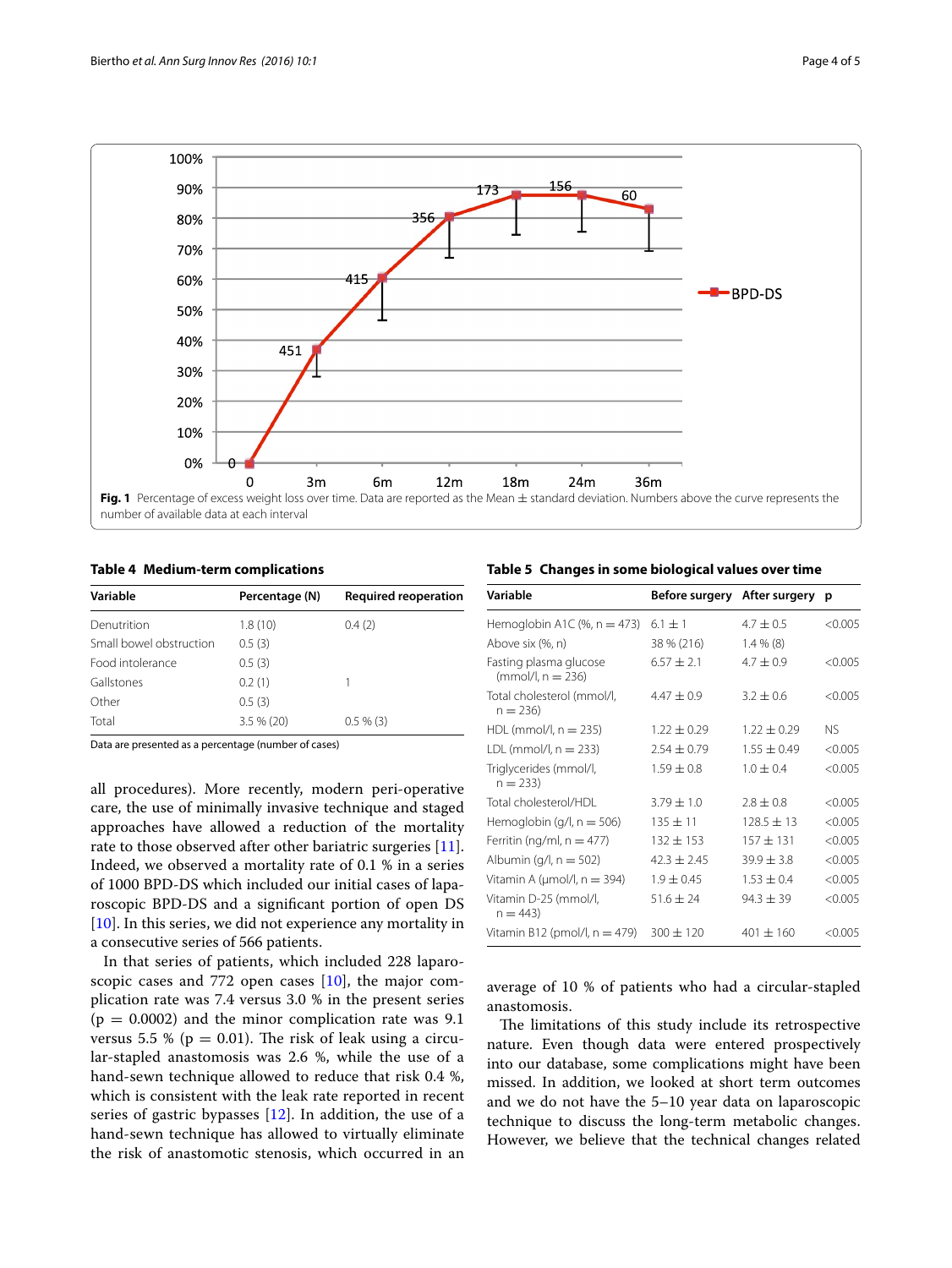**Fig. 1** Percentage of excess weight loss over time. Data are reported as the Mean ± standard deviation. Numbers above the curve represents the number of available data at each interval

**Table 4 Medium-term complications**

| Variable | Percentage (N) | Required reoperation |
|---|---|---|
| Denutrition | 1.8 (10) | 0.4 (2) |
| Small bowel obstruction | 0.5 (3) | |
| Food intolerance | 0.5 (3) | |
| Gallstones | 0.2 (1) | 1 |
| Other | 0.5 (3) | |
| Total | 3.5 % (20) | 0.5 % (3) |

Data are presented as a percentage (number of cases)

**Table 5 Changes in some biological values over time**

| Variable | Before surgery | After surgery | p |
|---|---|---|---|
| Hemoglobin A1C (%, n = 473) | 6.1 ± 1 | 4.7 ± 0.5 | <0.005 |
| Above six (%, n) | 38 % (216) | 1.4 % (8) | |
| Fasting plasma glucose (mmol/l, n = 236) | 6.57 ± 2.1 | 4.7 ± 0.9 | <0.005 |
| Total cholesterol (mmol/l, n = 236) | 4.47 ± 0.9 | 3.2 ± 0.6 | <0.005 |
| HDL (mmol/l, n = 235) | 1.22 ± 0.29 | 1.22 ± 0.29 | NS |
| LDL (mmol/l, n = 233) | 2.54 ± 0.79 | 1.55 ± 0.49 | <0.005 |
| Triglycerides (mmol/l, n = 233) | 1.59 ± 0.8 | 1.0 ± 0.4 | <0.005 |
| Total cholesterol/HDL | 3.79 ± 1.0 | 2.8 ± 0.8 | <0.005 |
| Hemoglobin (g/l, n = 506) | 135 ± 11 | 128.5 ± 13 | <0.005 |
| Ferritin (ng/ml, n = 477) | 132 ± 153 | 157 ± 131 | <0.005 |
| Albumin (g/l, n = 502) | 42.3 ± 2.45 | 39.9 ± 3.8 | <0.005 |
| Vitamin A (μmol/l, n = 394) | 1.9 ± 0.45 | 1.53 ± 0.4 | <0.005 |
| Vitamin D-25 (mmol/l, n = 443) | 51.6 ± 24 | 94.3 ± 39 | <0.005 |
| Vitamin B12 (pmol/l, n = 479) | 300 ± 120 | 401 ± 160 | <0.005 |

all procedures). More recently, modern peri-operative care, the use of minimally invasive technique and staged approaches have allowed a reduction of the mortality rate to those observed after other bariatric surgeries [11]. Indeed, we observed a mortality rate of 0.1 % in a series of 1000 BPD-DS which included our initial cases of laparoscopic BPD-DS and a significant portion of open DS [10]. In this series, we did not experience any mortality in a consecutive series of 566 patients.

In that series of patients, which included 228 laparoscopic cases and 772 open cases [10], the major complication rate was 7.4 versus 3.0 % in the present series ($p = 0.0002$) and the minor complication rate was 9.1 versus 5.5 % ($p = 0.01$). The risk of leak using a circular-stapled anastomosis was 2.6 %, while the use of a hand-sewn technique allowed to reduce that risk 0.4 %, which is consistent with the leak rate reported in recent series of gastric bypasses [12]. In addition, the use of a hand-sewn technique has allowed to virtually eliminate the risk of anastomotic stenosis, which occurred in an average of 10 % of patients who had a circular-stapled anastomosis.

The limitations of this study include its retrospective nature. Even though data were entered prospectively into our database, some complications might have been missed. In addition, we looked at short term outcomes and we do not have the 5–10 year data on laparoscopic technique to discuss the long-term metabolic changes. However, we believe that the technical changes related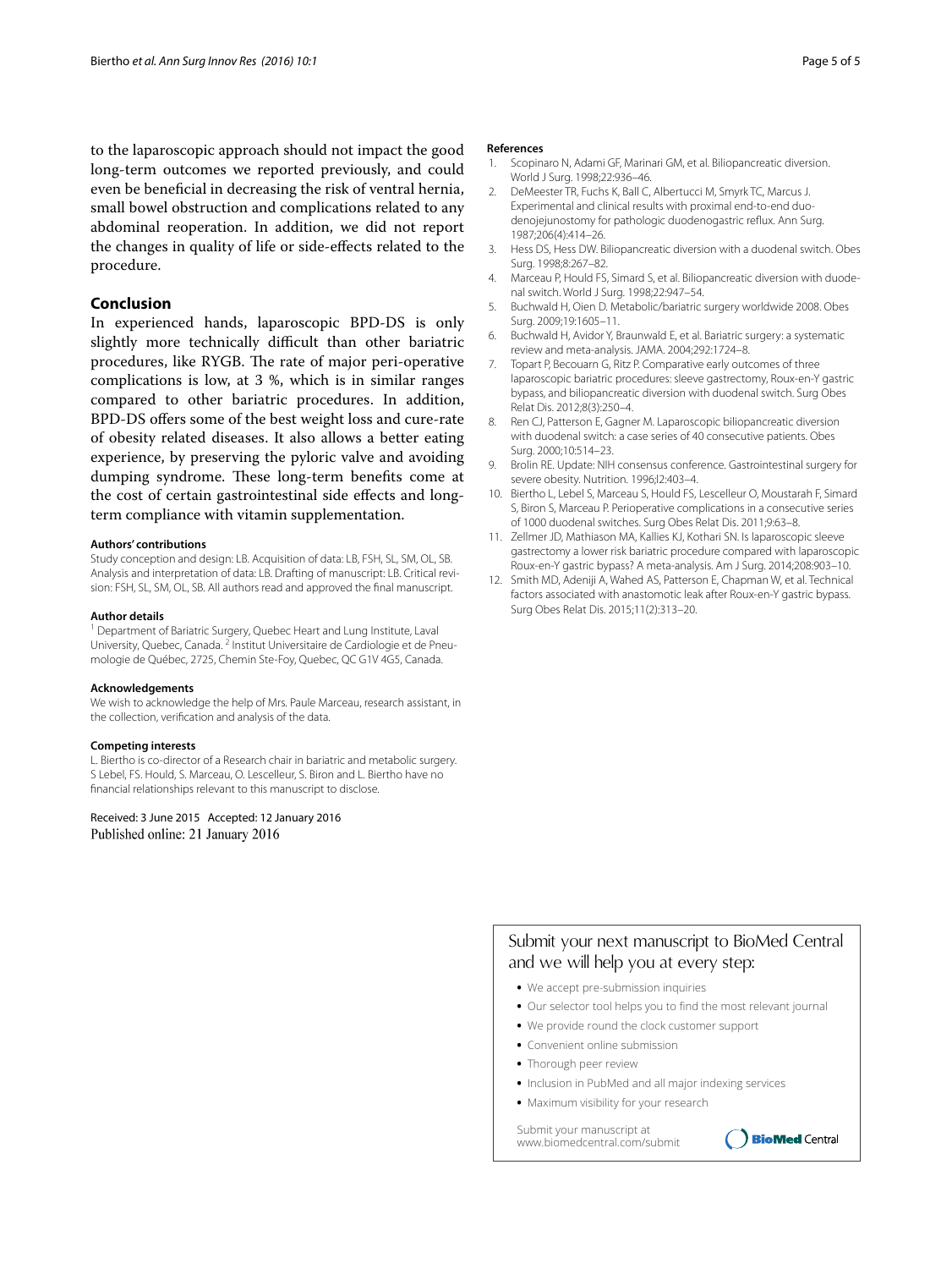to the laparoscopic approach should not impact the good long-term outcomes we reported previously, and could even be beneficial in decreasing the risk of ventral hernia, small bowel obstruction and complications related to any abdominal reoperation. In addition, we did not report the changes in quality of life or side-effects related to the procedure.

## Conclusion

In experienced hands, laparoscopic BPD-DS is only slightly more technically difficult than other bariatric procedures, like RYGB. The rate of major peri-operative complications is low, at 3 %, which is in similar ranges compared to other bariatric procedures. In addition, BPD-DS offers some of the best weight loss and cure-rate of obesity related diseases. It also allows a better eating experience, by preserving the pyloric valve and avoiding dumping syndrome. These long-term benefits come at the cost of certain gastrointestinal side effects and long-term compliance with vitamin supplementation.

#### Authors' contributions

Study conception and design: LB. Acquisition of data: LB, FSH, SL, SM, OL, SB. Analysis and interpretation of data: LB. Drafting of manuscript: LB. Critical revision: FSH, SL, SM, OL, SB. All authors read and approved the final manuscript.

#### Author details

[1] Department of Bariatric Surgery, Quebec Heart and Lung Institute, Laval University, Quebec, Canada. [2] Institut Universitaire de Cardiologie et de Pneumologie de Québec, 2725, Chemin Ste-Foy, Quebec, QC G1V 4G5, Canada.

#### Acknowledgements

We wish to acknowledge the help of Mrs. Paule Marceau, research assistant, in the collection, verification and analysis of the data.

#### Competing interests

L. Biertho is co-director of a Research chair in bariatric and metabolic surgery. S Lebel, FS. Hould, S. Marceau, O. Lescelleur, S. Biron and L. Biertho have no financial relationships relevant to this manuscript to disclose.

Received: 3 June 2015 Accepted: 12 January 2016
Published online: 21 January 2016

#### References

1. Scopinaro N, Adami GF, Marinari GM, et al. Biliopancreatic diversion. World J Surg. 1998;22:936–46.
2. DeMeester TR, Fuchs K, Ball C, Albertucci M, Smyrk TC, Marcus J. Experimental and clinical results with proximal end-to-end duodenojejunostomy for pathologic duodenogastric reflux. Ann Surg. 1987;206(4):414–26.
3. Hess DS, Hess DW. Biliopancreatic diversion with a duodenal switch. Obes Surg. 1998;8:267–82.
4. Marceau P, Hould FS, Simard S, et al. Biliopancreatic diversion with duodenal switch. World J Surg. 1998;22:947–54.
5. Buchwald H, Oien D. Metabolic/bariatric surgery worldwide 2008. Obes Surg. 2009;19:1605–11.
6. Buchwald H, Avidor Y, Braunwald E, et al. Bariatric surgery: a systematic review and meta-analysis. JAMA. 2004;292:1724–8.
7. Topart P, Becouarn G, Ritz P. Comparative early outcomes of three laparoscopic bariatric procedures: sleeve gastrectomy, Roux-en-Y gastric bypass, and biliopancreatic diversion with duodenal switch. Surg Obes Relat Dis. 2012;8(3):250–4.
8. Ren CJ, Patterson E, Gagner M. Laparoscopic biliopancreatic diversion with duodenal switch: a case series of 40 consecutive patients. Obes Surg. 2000;10:514–23.
9. Brolin RE. Update: NIH consensus conference. Gastrointestinal surgery for severe obesity. Nutrition. 1996;l2:403–4.
10. Biertho L, Lebel S, Marceau S, Hould FS, Lescelleur O, Moustarah F, Simard S, Biron S, Marceau P. Perioperative complications in a consecutive series of 1000 duodenal switches. Surg Obes Relat Dis. 2011;9:63–8.
11. Zellmer JD, Mathiason MA, Kallies KJ, Kothari SN. Is laparoscopic sleeve gastrectomy a lower risk bariatric procedure compared with laparoscopic Roux-en-Y gastric bypass? A meta-analysis. Am J Surg. 2014;208:903–10.
12. Smith MD, Adeniji A, Wahed AS, Patterson E, Chapman W, et al. Technical factors associated with anastomotic leak after Roux-en-Y gastric bypass. Surg Obes Relat Dis. 2015;11(2):313–20.

Submit your next manuscript to BioMed Central and we will help you at every step:

- We accept pre-submission inquiries
- Our selector tool helps you to find the most relevant journal
- We provide round the clock customer support
- Convenient online submission
- Thorough peer review
- Inclusion in PubMed and all major indexing services
- Maximum visibility for your research

Submit your manuscript at www.biomedcentral.com/submit

BioMed Central